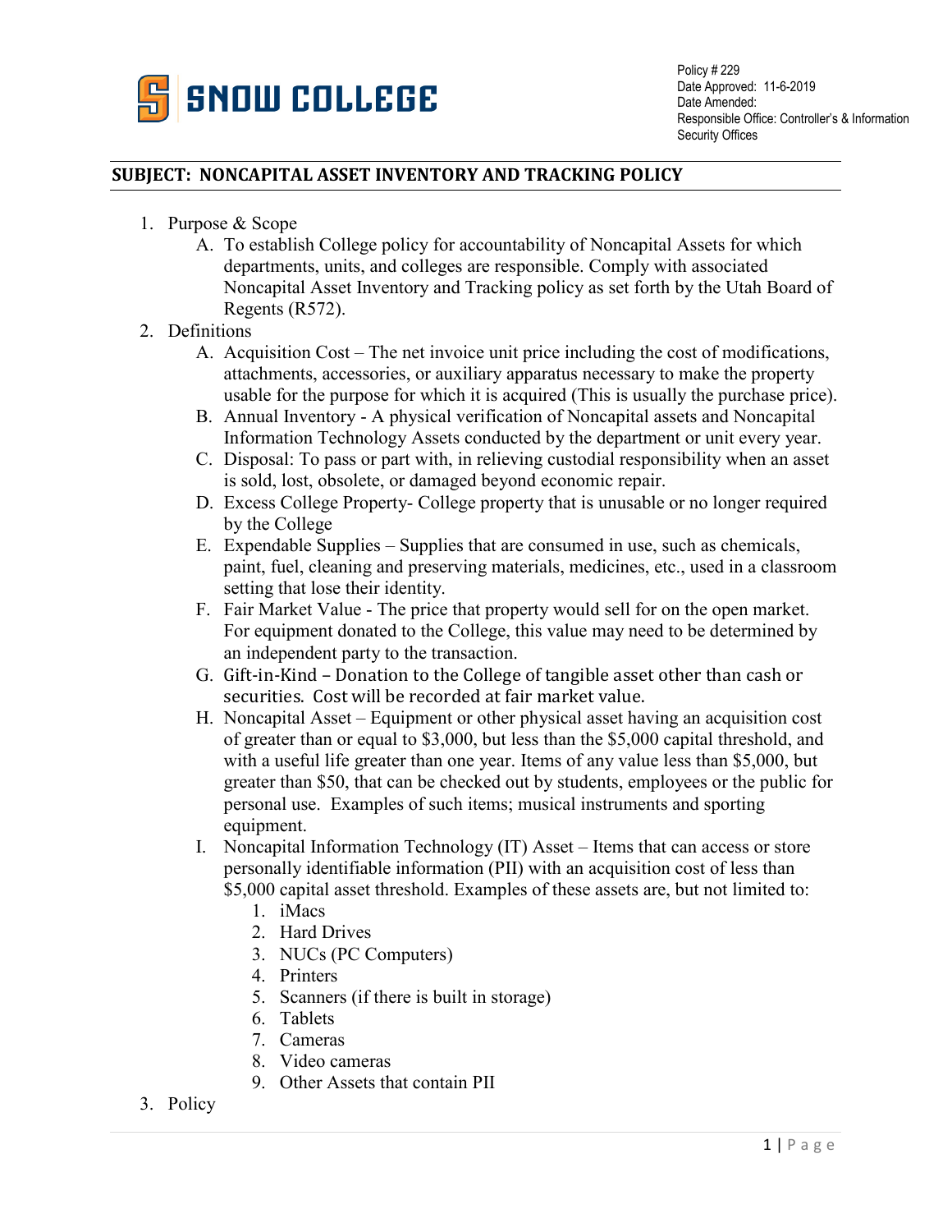**SNOW COLLEGE**

Policy # 229
Date Approved: 11-6-2019
Date Amended:
Responsible Office: Controller's & Information Security Offices

## SUBJECT: NONCAPITAL ASSET INVENTORY AND TRACKING POLICY

1. Purpose & Scope
   A. To establish College policy for accountability of Noncapital Assets for which departments, units, and colleges are responsible. Comply with associated Noncapital Asset Inventory and Tracking policy as set forth by the Utah Board of Regents (R572).
2. Definitions
   A. Acquisition Cost – The net invoice unit price including the cost of modifications, attachments, accessories, or auxiliary apparatus necessary to make the property usable for the purpose for which it is acquired (This is usually the purchase price).
   B. Annual Inventory - A physical verification of Noncapital assets and Noncapital Information Technology Assets conducted by the department or unit every year.
   C. Disposal: To pass or part with, in relieving custodial responsibility when an asset is sold, lost, obsolete, or damaged beyond economic repair.
   D. Excess College Property- College property that is unusable or no longer required by the College
   E. Expendable Supplies – Supplies that are consumed in use, such as chemicals, paint, fuel, cleaning and preserving materials, medicines, etc., used in a classroom setting that lose their identity.
   F. Fair Market Value - The price that property would sell for on the open market. For equipment donated to the College, this value may need to be determined by an independent party to the transaction.
   G. Gift-in-Kind – Donation to the College of tangible asset other than cash or securities. Cost will be recorded at fair market value.
   H. Noncapital Asset – Equipment or other physical asset having an acquisition cost of greater than or equal to $3,000, but less than the $5,000 capital threshold, and with a useful life greater than one year. Items of any value less than $5,000, but greater than $50, that can be checked out by students, employees or the public for personal use. Examples of such items; musical instruments and sporting equipment.
   I. Noncapital Information Technology (IT) Asset – Items that can access or store personally identifiable information (PII) with an acquisition cost of less than $5,000 capital asset threshold. Examples of these assets are, but not limited to:
      1. iMacs
      2. Hard Drives
      3. NUCs (PC Computers)
      4. Printers
      5. Scanners (if there is built in storage)
      6. Tablets
      7. Cameras
      8. Video cameras
      9. Other Assets that contain PII
3. Policy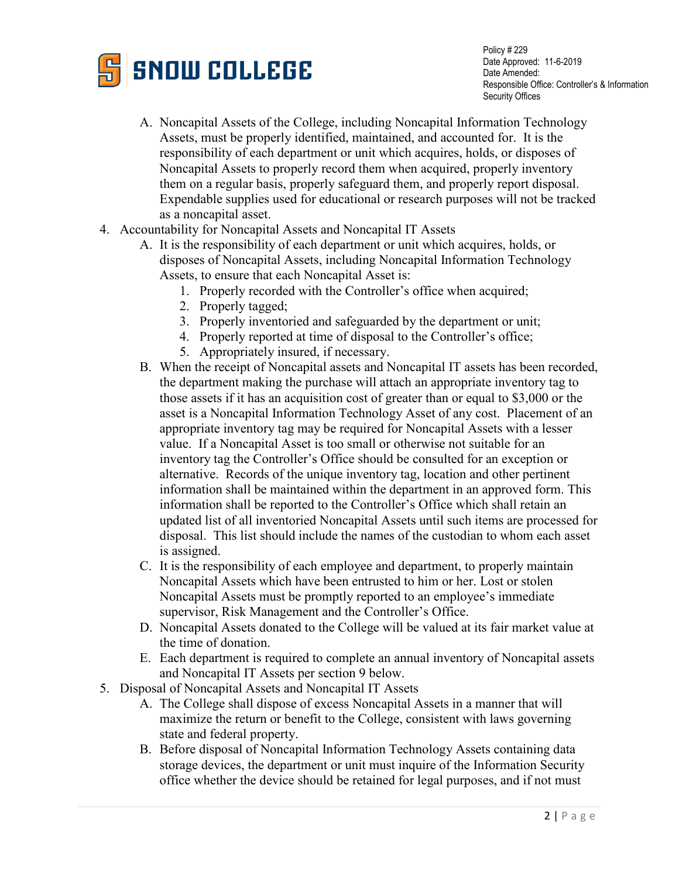A. Noncapital Assets of the College, including Noncapital Information Technology Assets, must be properly identified, maintained, and accounted for. It is the responsibility of each department or unit which acquires, holds, or disposes of Noncapital Assets to properly record them when acquired, properly inventory them on a regular basis, properly safeguard them, and properly report disposal. Expendable supplies used for educational or research purposes will not be tracked as a noncapital asset.

4. Accountability for Noncapital Assets and Noncapital IT Assets
   A. It is the responsibility of each department or unit which acquires, holds, or disposes of Noncapital Assets, including Noncapital Information Technology Assets, to ensure that each Noncapital Asset is:
      1. Properly recorded with the Controller's office when acquired;
      2. Properly tagged;
      3. Properly inventoried and safeguarded by the department or unit;
      4. Properly reported at time of disposal to the Controller's office;
      5. Appropriately insured, if necessary.
   B. When the receipt of Noncapital assets and Noncapital IT assets has been recorded, the department making the purchase will attach an appropriate inventory tag to those assets if it has an acquisition cost of greater than or equal to $3,000 or the asset is a Noncapital Information Technology Asset of any cost. Placement of an appropriate inventory tag may be required for Noncapital Assets with a lesser value. If a Noncapital Asset is too small or otherwise not suitable for an inventory tag the Controller's Office should be consulted for an exception or alternative. Records of the unique inventory tag, location and other pertinent information shall be maintained within the department in an approved form. This information shall be reported to the Controller's Office which shall retain an updated list of all inventoried Noncapital Assets until such items are processed for disposal. This list should include the names of the custodian to whom each asset is assigned.
   C. It is the responsibility of each employee and department, to properly maintain Noncapital Assets which have been entrusted to him or her. Lost or stolen Noncapital Assets must be promptly reported to an employee's immediate supervisor, Risk Management and the Controller's Office.
   D. Noncapital Assets donated to the College will be valued at its fair market value at the time of donation.
   E. Each department is required to complete an annual inventory of Noncapital assets and Noncapital IT Assets per section 9 below.

5. Disposal of Noncapital Assets and Noncapital IT Assets
   A. The College shall dispose of excess Noncapital Assets in a manner that will maximize the return or benefit to the College, consistent with laws governing state and federal property.
   B. Before disposal of Noncapital Information Technology Assets containing data storage devices, the department or unit must inquire of the Information Security office whether the device should be retained for legal purposes, and if not must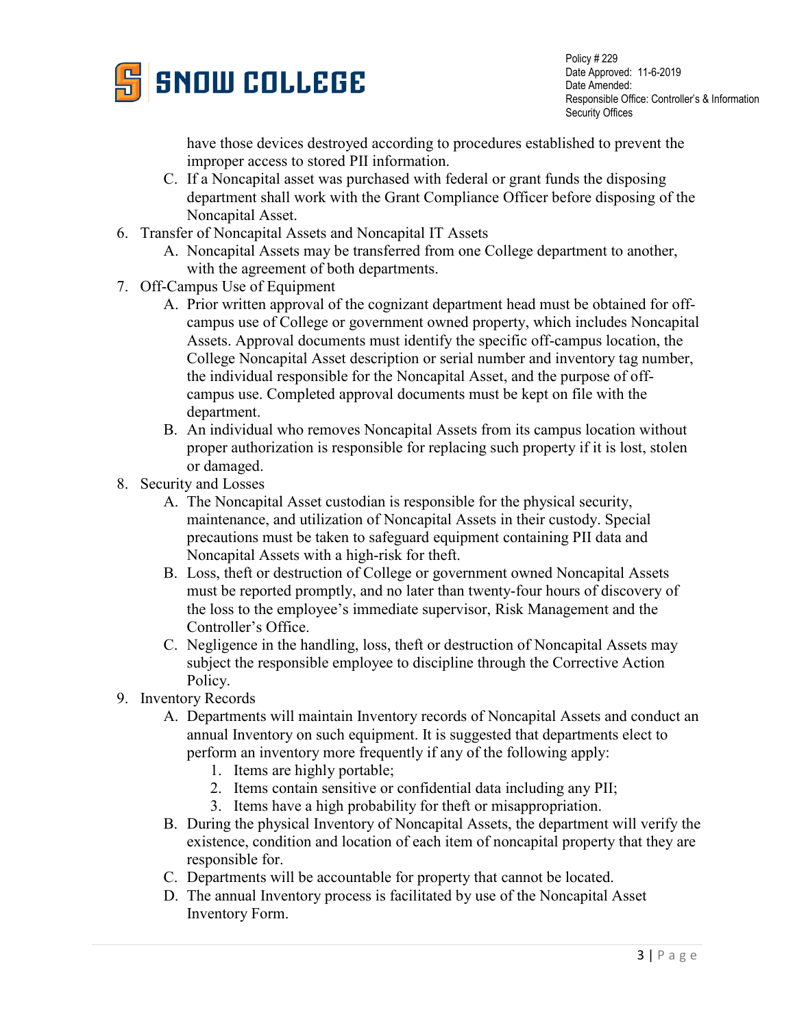have those devices destroyed according to procedures established to prevent the improper access to stored PII information.

   C. If a Noncapital asset was purchased with federal or grant funds the disposing department shall work with the Grant Compliance Officer before disposing of the Noncapital Asset.

6. Transfer of Noncapital Assets and Noncapital IT Assets
   A. Noncapital Assets may be transferred from one College department to another, with the agreement of both departments.
7. Off-Campus Use of Equipment
   A. Prior written approval of the cognizant department head must be obtained for off-campus use of College or government owned property, which includes Noncapital Assets. Approval documents must identify the specific off-campus location, the College Noncapital Asset description or serial number and inventory tag number, the individual responsible for the Noncapital Asset, and the purpose of off-campus use. Completed approval documents must be kept on file with the department.
   B. An individual who removes Noncapital Assets from its campus location without proper authorization is responsible for replacing such property if it is lost, stolen or damaged.
8. Security and Losses
   A. The Noncapital Asset custodian is responsible for the physical security, maintenance, and utilization of Noncapital Assets in their custody. Special precautions must be taken to safeguard equipment containing PII data and Noncapital Assets with a high-risk for theft.
   B. Loss, theft or destruction of College or government owned Noncapital Assets must be reported promptly, and no later than twenty-four hours of discovery of the loss to the employee's immediate supervisor, Risk Management and the Controller's Office.
   C. Negligence in the handling, loss, theft or destruction of Noncapital Assets may subject the responsible employee to discipline through the Corrective Action Policy.
9. Inventory Records
   A. Departments will maintain Inventory records of Noncapital Assets and conduct an annual Inventory on such equipment. It is suggested that departments elect to perform an inventory more frequently if any of the following apply:
      1. Items are highly portable;
      2. Items contain sensitive or confidential data including any PII;
      3. Items have a high probability for theft or misappropriation.
   B. During the physical Inventory of Noncapital Assets, the department will verify the existence, condition and location of each item of noncapital property that they are responsible for.
   C. Departments will be accountable for property that cannot be located.
   D. The annual Inventory process is facilitated by use of the Noncapital Asset Inventory Form.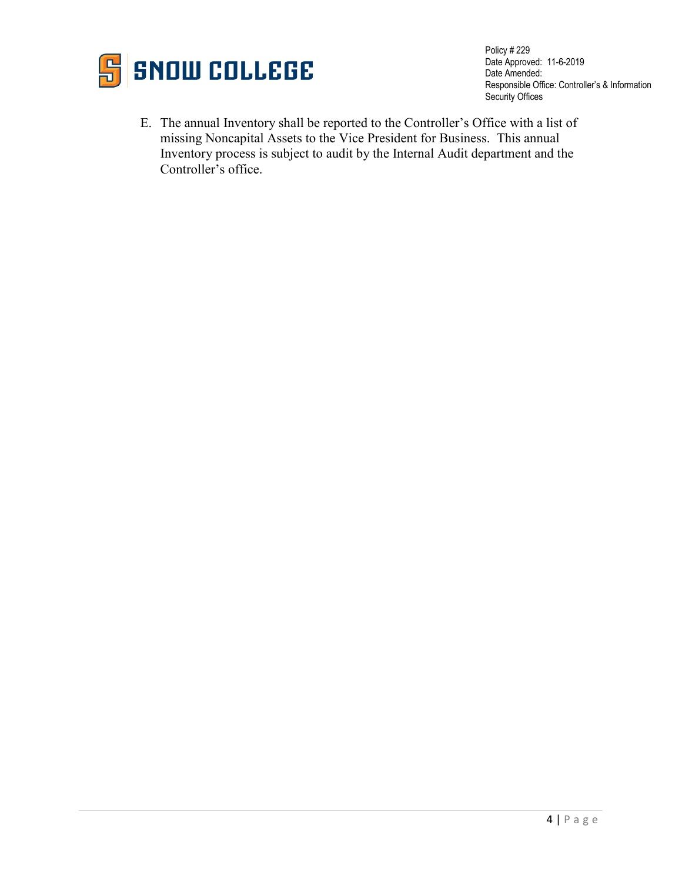E. The annual Inventory shall be reported to the Controller's Office with a list of missing Noncapital Assets to the Vice President for Business. This annual Inventory process is subject to audit by the Internal Audit department and the Controller's office.